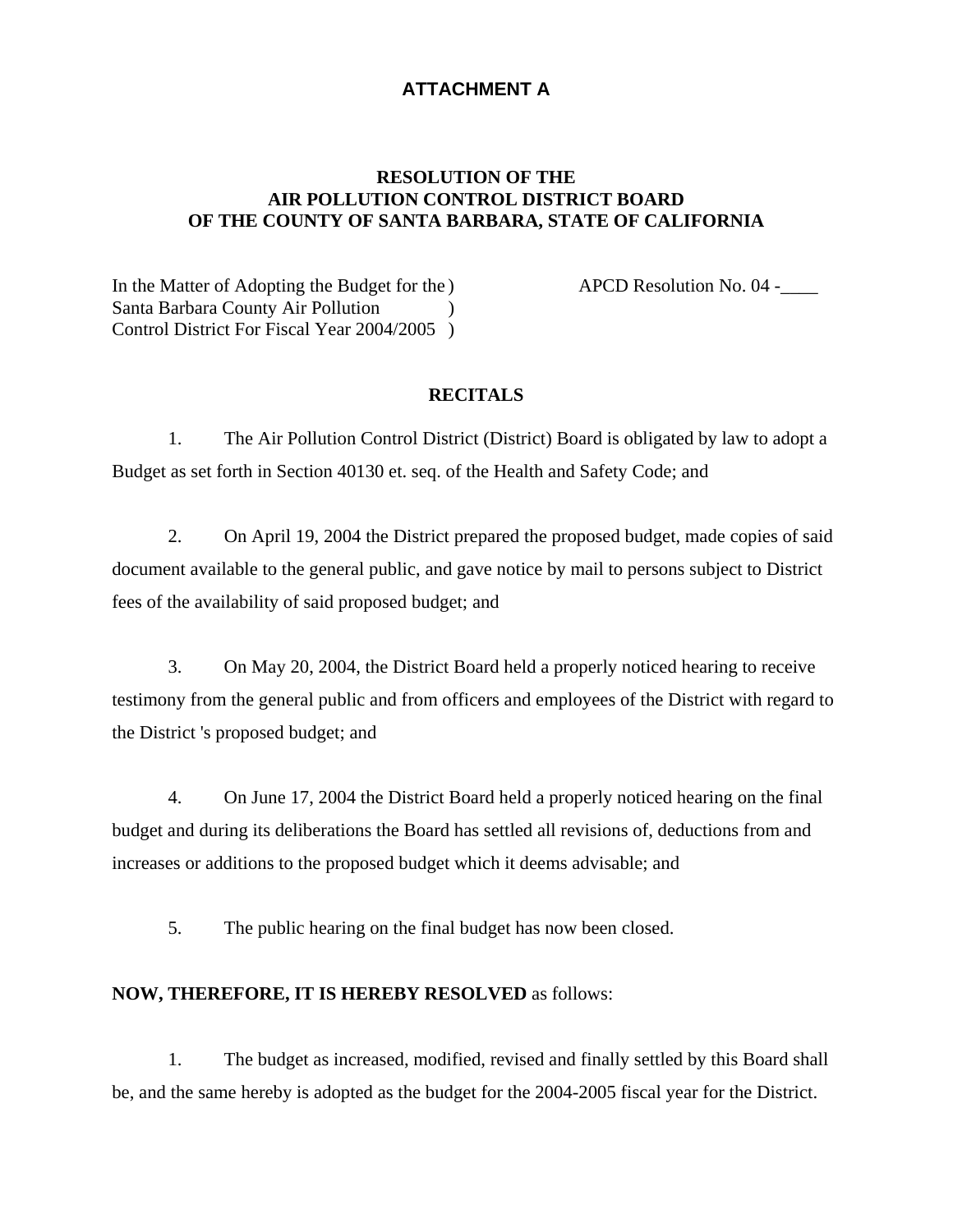## ATTACHMENT A

### RESOLUTION OF THE
### AIR POLLUTION CONTROL DISTRICT BOARD
### OF THE COUNTY OF SANTA BARBARA, STATE OF CALIFORNIA

| | |
|---|---|
| In the Matter of Adopting the Budget for the )<br>Santa Barbara County Air Pollution )<br>Control District For Fiscal Year 2004/2005 ) | APCD Resolution No. 04 -____ |

### RECITALS

1. The Air Pollution Control District (District) Board is obligated by law to adopt a Budget as set forth in Section 40130 et. seq. of the Health and Safety Code; and

2. On April 19, 2004 the District prepared the proposed budget, made copies of said document available to the general public, and gave notice by mail to persons subject to District fees of the availability of said proposed budget; and

3. On May 20, 2004, the District Board held a properly noticed hearing to receive testimony from the general public and from officers and employees of the District with regard to the District 's proposed budget; and

4. On June 17, 2004 the District Board held a properly noticed hearing on the final budget and during its deliberations the Board has settled all revisions of, deductions from and increases or additions to the proposed budget which it deems advisable; and

5. The public hearing on the final budget has now been closed.

**NOW, THEREFORE, IT IS HEREBY RESOLVED** as follows:

1. The budget as increased, modified, revised and finally settled by this Board shall be, and the same hereby is adopted as the budget for the 2004-2005 fiscal year for the District.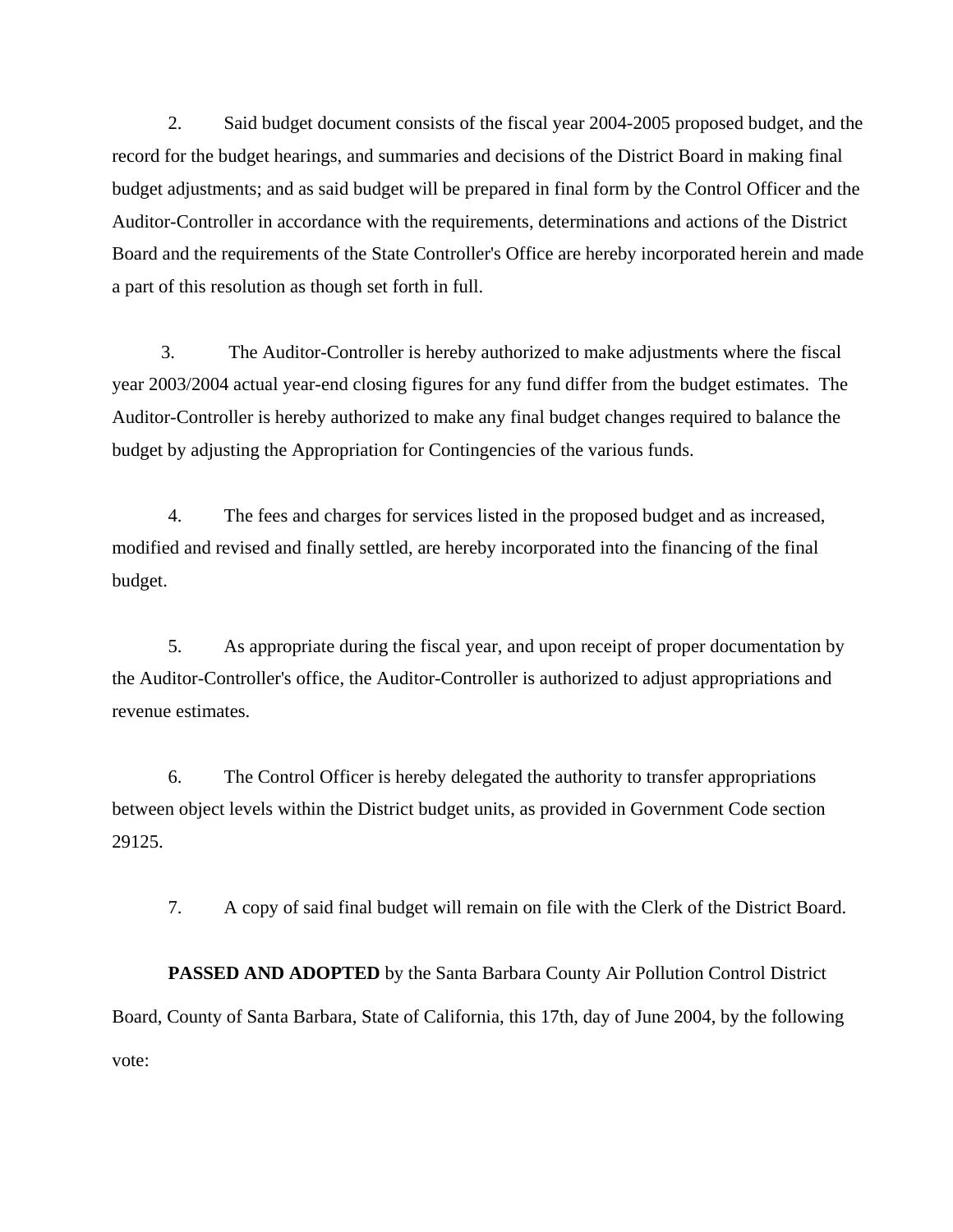2. Said budget document consists of the fiscal year 2004-2005 proposed budget, and the record for the budget hearings, and summaries and decisions of the District Board in making final budget adjustments; and as said budget will be prepared in final form by the Control Officer and the Auditor-Controller in accordance with the requirements, determinations and actions of the District Board and the requirements of the State Controller's Office are hereby incorporated herein and made a part of this resolution as though set forth in full.

3. The Auditor-Controller is hereby authorized to make adjustments where the fiscal year 2003/2004 actual year-end closing figures for any fund differ from the budget estimates. The Auditor-Controller is hereby authorized to make any final budget changes required to balance the budget by adjusting the Appropriation for Contingencies of the various funds.

4. The fees and charges for services listed in the proposed budget and as increased, modified and revised and finally settled, are hereby incorporated into the financing of the final budget.

5. As appropriate during the fiscal year, and upon receipt of proper documentation by the Auditor-Controller's office, the Auditor-Controller is authorized to adjust appropriations and revenue estimates.

6. The Control Officer is hereby delegated the authority to transfer appropriations between object levels within the District budget units, as provided in Government Code section 29125.

7. A copy of said final budget will remain on file with the Clerk of the District Board.

**PASSED AND ADOPTED** by the Santa Barbara County Air Pollution Control District Board, County of Santa Barbara, State of California, this 17th, day of June 2004, by the following vote: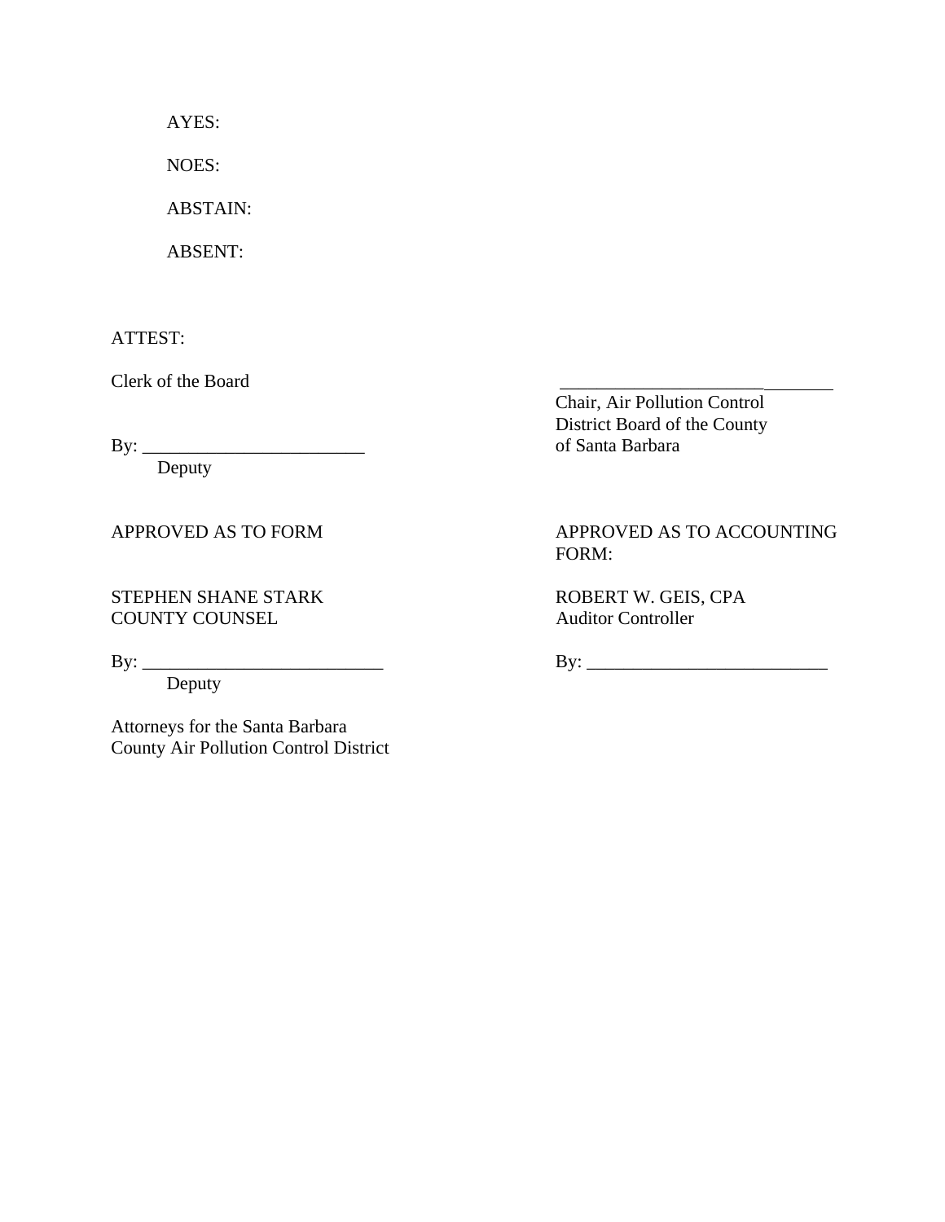AYES:

NOES:

ABSTAIN:

ABSENT:

ATTEST:

Clerk of the Board

By: ________________________
Deputy

______________________________
Chair, Air Pollution Control
District Board of the County
of Santa Barbara

APPROVED AS TO FORM

STEPHEN SHANE STARK
COUNTY COUNSEL

By: __________________________
Deputy

Attorneys for the Santa Barbara
County Air Pollution Control District

APPROVED AS TO ACCOUNTING FORM:

ROBERT W. GEIS, CPA
Auditor Controller

By: __________________________